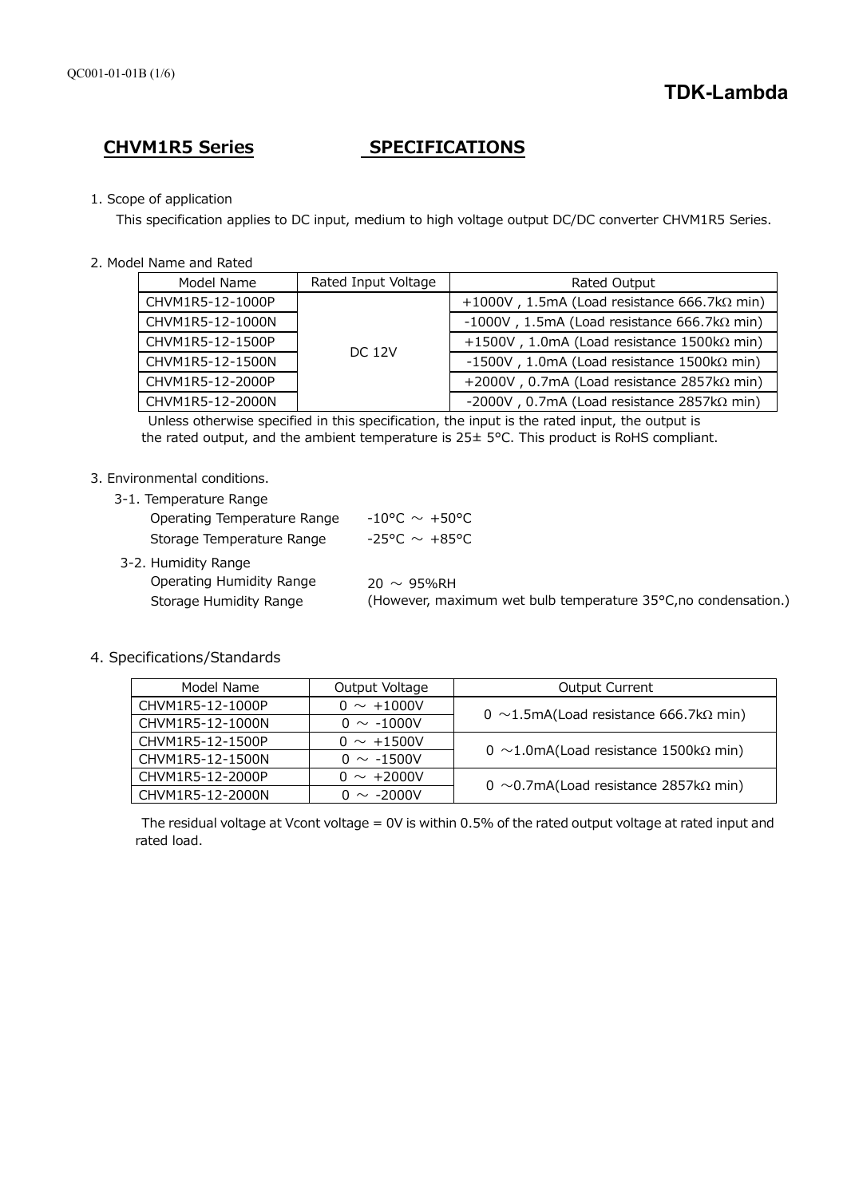**TDK-Lambda**

# CHVM1R5 Series SPECIFICATIONS

1. Scope of application

   This specification applies to DC input, medium to high voltage output DC/DC converter CHVM1R5 Series.

2. Model Name and Rated

| Model Name | Rated Input Voltage | Rated Output |
|---|---|---|
| CHVM1R5-12-1000P | DC 12V | +1000V , 1.5mA (Load resistance 666.7kΩ min) |
| CHVM1R5-12-1000N | | -1000V , 1.5mA (Load resistance 666.7kΩ min) |
| CHVM1R5-12-1500P | | +1500V , 1.0mA (Load resistance 1500kΩ min) |
| CHVM1R5-12-1500N | | -1500V , 1.0mA (Load resistance 1500kΩ min) |
| CHVM1R5-12-2000P | | +2000V , 0.7mA (Load resistance 2857kΩ min) |
| CHVM1R5-12-2000N | | -2000V , 0.7mA (Load resistance 2857kΩ min) |

   Unless otherwise specified in this specification, the input is the rated input, the output is the rated output, and the ambient temperature is 25± 5°C. This product is RoHS compliant.

3. Environmental conditions.

   3-1. Temperature Range

   Operating Temperature Range -10°C ～ +50°C

   Storage Temperature Range -25°C ～ +85°C

   3-2. Humidity Range

   Operating Humidity Range 20 ～ 95%RH

   Storage Humidity Range (However, maximum wet bulb temperature 35°C,no condensation.)

4. Specifications/Standards

| Model Name | Output Voltage | Output Current |
|---|---|---|
| CHVM1R5-12-1000P | 0 ～ +1000V | 0 ～1.5mA(Load resistance 666.7kΩ min) |
| CHVM1R5-12-1000N | 0 ～ -1000V | |
| CHVM1R5-12-1500P | 0 ～ +1500V | 0 ～1.0mA(Load resistance 1500kΩ min) |
| CHVM1R5-12-1500N | 0 ～ -1500V | |
| CHVM1R5-12-2000P | 0 ～ +2000V | 0 ～0.7mA(Load resistance 2857kΩ min) |
| CHVM1R5-12-2000N | 0 ～ -2000V | |

   The residual voltage at Vcont voltage = 0V is within 0.5% of the rated output voltage at rated input and rated load.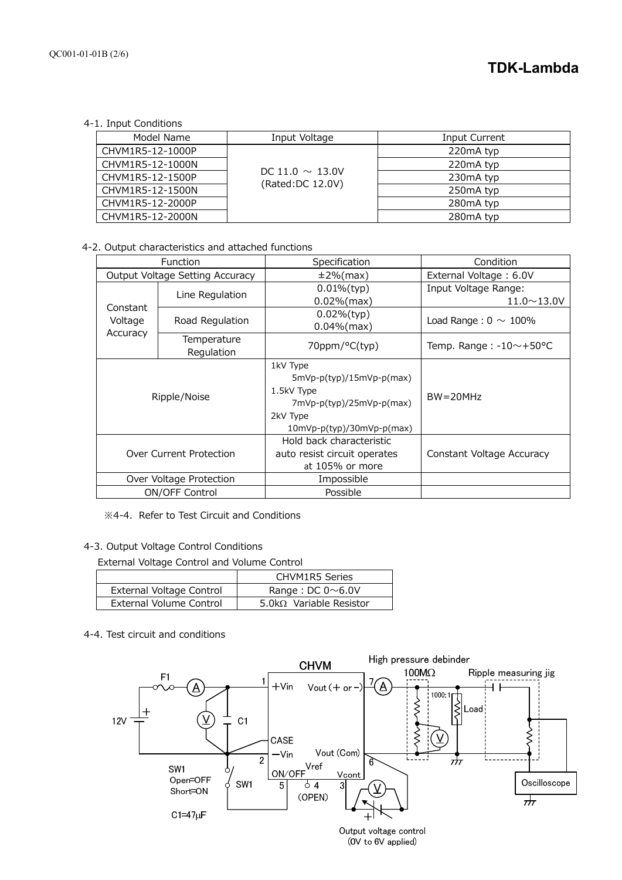4-1. Input Conditions

| Model Name | Input Voltage | Input Current |
|---|---|---|
| CHVM1R5-12-1000P | DC 11.0 ～ 13.0V (Rated:DC 12.0V) | 220mA typ |
| CHVM1R5-12-1000N | | 220mA typ |
| CHVM1R5-12-1500P | | 230mA typ |
| CHVM1R5-12-1500N | | 250mA typ |
| CHVM1R5-12-2000P | | 280mA typ |
| CHVM1R5-12-2000N | | 280mA typ |

4-2. Output characteristics and attached functions

| Function | | Specification | Condition |
|---|---|---|---|
| Output Voltage Setting Accuracy | | ±2%(max) | External Voltage : 6.0V |
| Constant Voltage Accuracy | Line Regulation | 0.01%(typ) 0.02%(max) | Input Voltage Range: 11.0～13.0V |
| | Road Regulation | 0.02%(typ) 0.04%(max) | Load Range : 0 ～ 100% |
| | Temperature Regulation | 70ppm/°C(typ) | Temp. Range : -10～+50°C |
| Ripple/Noise | | 1kV Type 5mVp-p(typ)/15mVp-p(max) 1.5kV Type 7mVp-p(typ)/25mVp-p(max) 2kV Type 10mVp-p(typ)/30mVp-p(max) | BW=20MHz |
| Over Current Protection | | Hold back characteristic auto resist circuit operates at 105% or more | Constant Voltage Accuracy |
| Over Voltage Protection | | Impossible | |
| ON/OFF Control | | Possible | |

※4-4. Refer to Test Circuit and Conditions

4-3. Output Voltage Control Conditions

External Voltage Control and Volume Control

| | CHVM1R5 Series |
|---|---|
| External Voltage Control | Range : DC 0～6.0V |
| External Volume Control | 5.0kΩ Variable Resistor |

4-4. Test circuit and conditions

CHVM

High pressure debinder 100MΩ

Ripple measuring jig

F1, 12V, C1, +Vin (1), CASE, −Vin (2), ON/OFF (5), Vref 4 (OPEN), Vout (+ or −) (7), Vout (Com) (6), Vcont (3), 1000:1, Load, Oscilloscope

SW1 Open=OFF Short=ON

C1=47μF

Output voltage control (0V to 6V applied)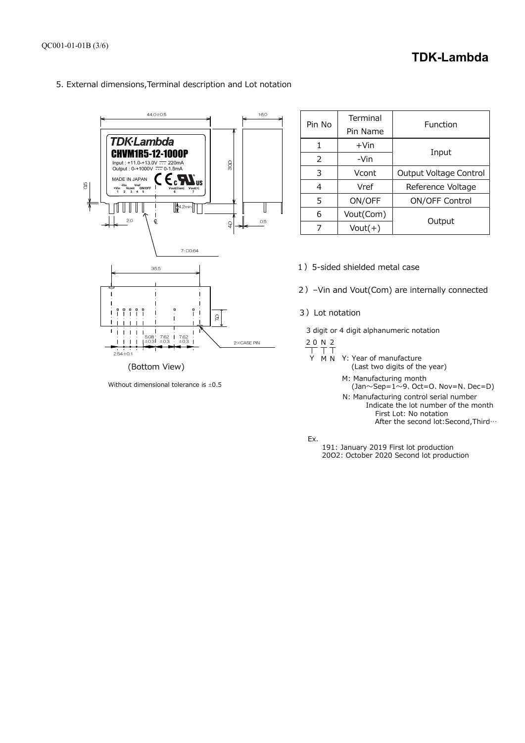## 5. External dimensions,Terminal description and Lot notation

(Bottom View)

Without dimensional tolerance is ±0.5

| Pin No | Terminal Pin Name | Function |
|---|---|---|
| 1 | +Vin | Input |
| 2 | -Vin | |
| 3 | Vcont | Output Voltage Control |
| 4 | Vref | Reference Voltage |
| 5 | ON/OFF | ON/OFF Control |
| 6 | Vout(Com) | Output |
| 7 | Vout(+) | |

1）5-sided shielded metal case

2）–Vin and Vout(Com) are internally connected

3）Lot notation

3 digit or 4 digit alphanumeric notation

20N2

- Y: Year of manufacture (Last two digits of the year)
- M: Manufacturing month (Jan～Sep=1～9、Oct=O、Nov=N、Dec=D)
- N: Manufacturing control serial number
  Indicate the lot number of the month
  First Lot: No notation
  After the second lot:Second,Third…

Ex.

191: January 2019 First lot production
20O2: October 2020 Second lot production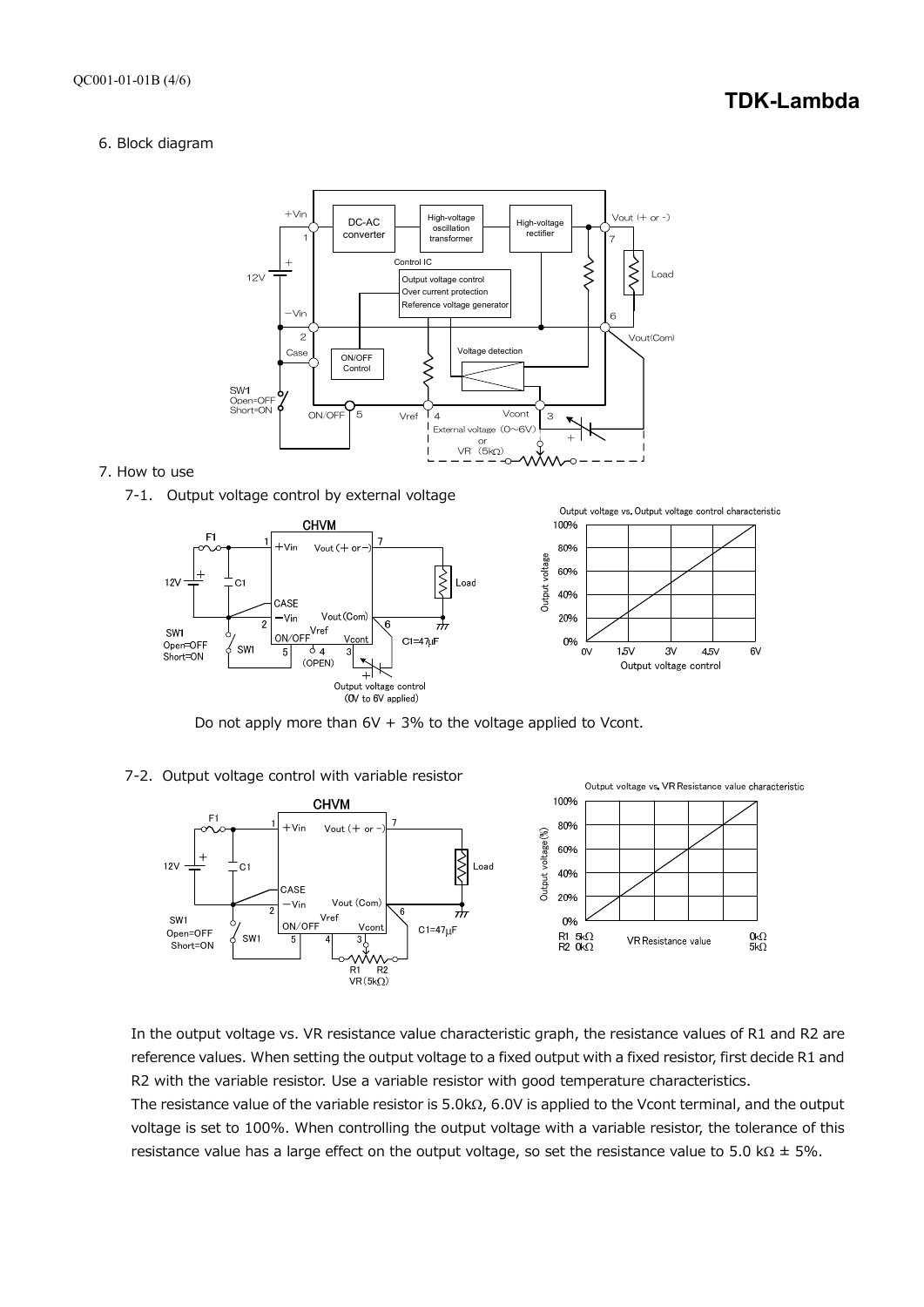6. Block diagram

7. How to use

7-1. Output voltage control by external voltage

Do not apply more than 6V + 3% to the voltage applied to Vcont.

7-2. Output voltage control with variable resistor

In the output voltage vs. VR resistance value characteristic graph, the resistance values of R1 and R2 are reference values. When setting the output voltage to a fixed output with a fixed resistor, first decide R1 and R2 with the variable resistor. Use a variable resistor with good temperature characteristics.

The resistance value of the variable resistor is 5.0kΩ, 6.0V is applied to the Vcont terminal, and the output voltage is set to 100%. When controlling the output voltage with a variable resistor, the tolerance of this resistance value has a large effect on the output voltage, so set the resistance value to 5.0 kΩ ± 5%.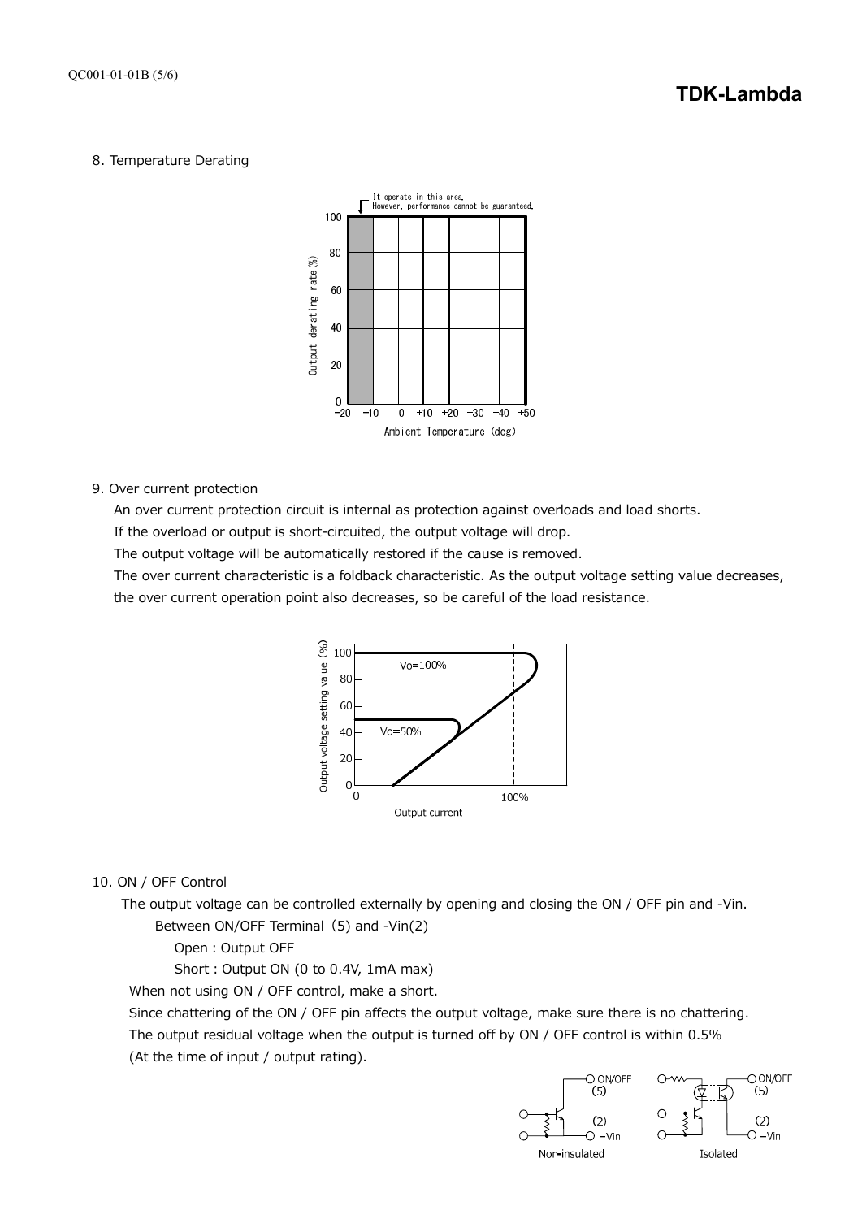8. Temperature Derating

It operate in this area. However, performance cannot be guaranteed.

Output derating rate(%)

Ambient Temperature (deg)

9. Over current protection

An over current protection circuit is internal as protection against overloads and load shorts.

If the overload or output is short-circuited, the output voltage will drop.

The output voltage will be automatically restored if the cause is removed.

The over current characteristic is a foldback characteristic. As the output voltage setting value decreases, the over current operation point also decreases, so be careful of the load resistance.

10. ON / OFF Control

The output voltage can be controlled externally by opening and closing the ON / OFF pin and -Vin.

Between ON/OFF Terminal（5) and -Vin(2)

Open : Output OFF

Short : Output ON (0 to 0.4V, 1mA max)

When not using ON / OFF control, make a short.

Since chattering of the ON / OFF pin affects the output voltage, make sure there is no chattering.

The output residual voltage when the output is turned off by ON / OFF control is within 0.5%

(At the time of input / output rating).

Non-insulated　　Isolated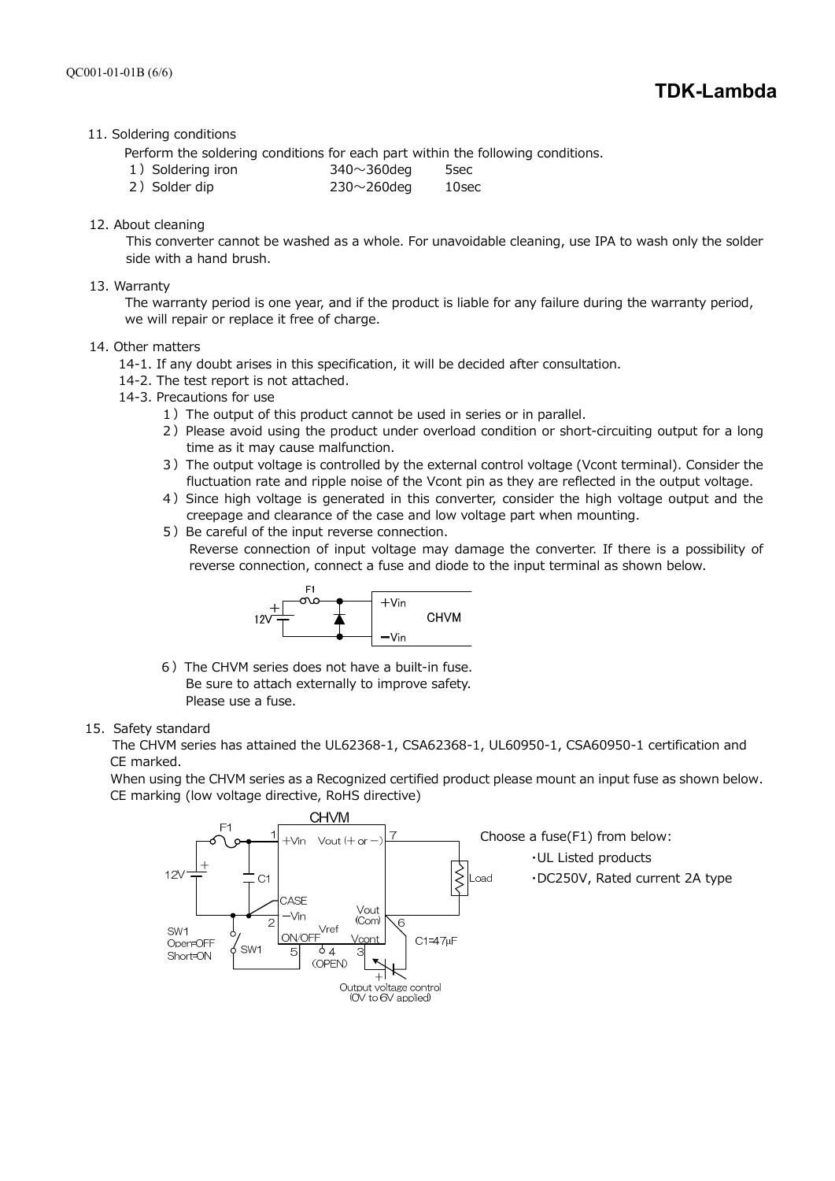11. Soldering conditions

Perform the soldering conditions for each part within the following conditions.

| | | |
|---|---|---|
| 1）Soldering iron | 340～360deg | 5sec |
| 2）Solder dip | 230～260deg | 10sec |

12. About cleaning

This converter cannot be washed as a whole. For unavoidable cleaning, use IPA to wash only the solder side with a hand brush.

13. Warranty

The warranty period is one year, and if the product is liable for any failure during the warranty period, we will repair or replace it free of charge.

14. Other matters

14-1. If any doubt arises in this specification, it will be decided after consultation.

14-2. The test report is not attached.

14-3. Precautions for use

1）The output of this product cannot be used in series or in parallel.

2）Please avoid using the product under overload condition or short-circuiting output for a long time as it may cause malfunction.

3）The output voltage is controlled by the external control voltage (Vcont terminal). Consider the fluctuation rate and ripple noise of the Vcont pin as they are reflected in the output voltage.

4）Since high voltage is generated in this converter, consider the high voltage output and the creepage and clearance of the case and low voltage part when mounting.

5）Be careful of the input reverse connection.

Reverse connection of input voltage may damage the converter. If there is a possibility of reverse connection, connect a fuse and diode to the input terminal as shown below.

F1
+
12V
+Vin
CHVM
−Vin

6）The CHVM series does not have a built-in fuse.

Be sure to attach externally to improve safety.

Please use a fuse.

15. Safety standard

The CHVM series has attained the UL62368-1, CSA62368-1, UL60950-1, CSA60950-1 certification and CE marked.

When using the CHVM series as a Recognized certified product please mount an input fuse as shown below.

CE marking (low voltage directive, RoHS directive)

CHVM
F1
1 +Vin
Vout (+ or −) 7
Load
12V +
C1
CASE
2 −Vin
Vout (Com) 6
SW1
Open=OFF
Short=ON
SW1
ON/OFF 5
Vref 4 (OPEN)
Vcont 3
C1=47μF
+
Output voltage control
(0V to 6V applied)

Choose a fuse(F1) from below:

・UL Listed products

・DC250V, Rated current 2A type